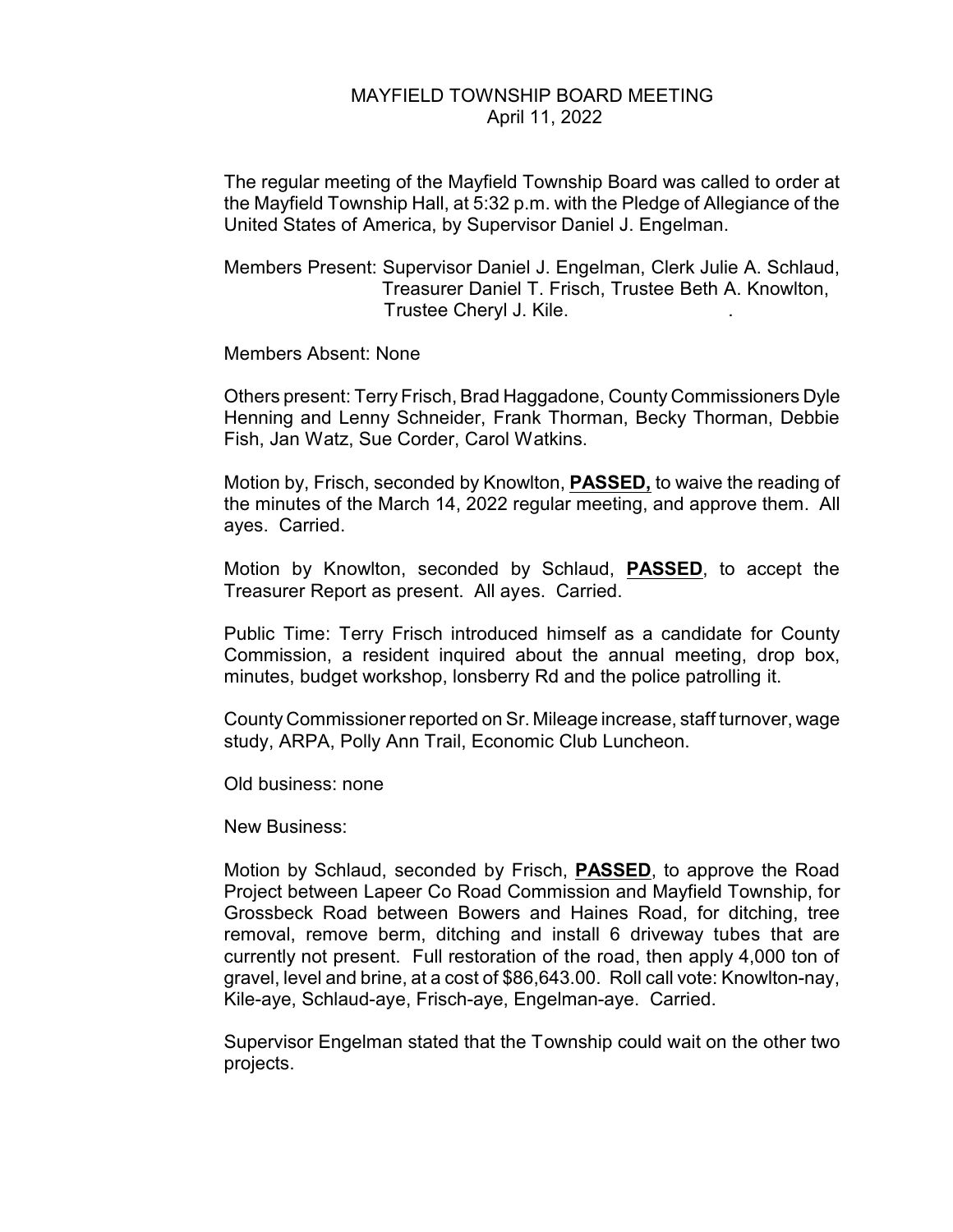# MAYFIELD TOWNSHIP BOARD MEETING

April 11, 2022

The regular meeting of the Mayfield Township Board was called to order at the Mayfield Township Hall, at 5:32 p.m. with the Pledge of Allegiance of the United States of America, by Supervisor Daniel J. Engelman.

Members Present: Supervisor Daniel J. Engelman, Clerk Julie A. Schlaud, Treasurer Daniel T. Frisch, Trustee Beth A. Knowlton, Trustee Cheryl J. Kile.

Members Absent: None

Others present: Terry Frisch, Brad Haggadone, County Commissioners Dyle Henning and Lenny Schneider, Frank Thorman, Becky Thorman, Debbie Fish, Jan Watz, Sue Corder, Carol Watkins.

Motion by, Frisch, seconded by Knowlton, **PASSED,** to waive the reading of the minutes of the March 14, 2022 regular meeting, and approve them. All ayes. Carried.

Motion by Knowlton, seconded by Schlaud, **PASSED**, to accept the Treasurer Report as present. All ayes. Carried.

Public Time: Terry Frisch introduced himself as a candidate for County Commission, a resident inquired about the annual meeting, drop box, minutes, budget workshop, lonsberry Rd and the police patrolling it.

County Commissioner reported on Sr. Mileage increase, staff turnover, wage study, ARPA, Polly Ann Trail, Economic Club Luncheon.

Old business: none

New Business:

Motion by Schlaud, seconded by Frisch, **PASSED**, to approve the Road Project between Lapeer Co Road Commission and Mayfield Township, for Grossbeck Road between Bowers and Haines Road, for ditching, tree removal, remove berm, ditching and install 6 driveway tubes that are currently not present. Full restoration of the road, then apply 4,000 ton of gravel, level and brine, at a cost of $86,643.00. Roll call vote: Knowlton-nay, Kile-aye, Schlaud-aye, Frisch-aye, Engelman-aye. Carried.

Supervisor Engelman stated that the Township could wait on the other two projects.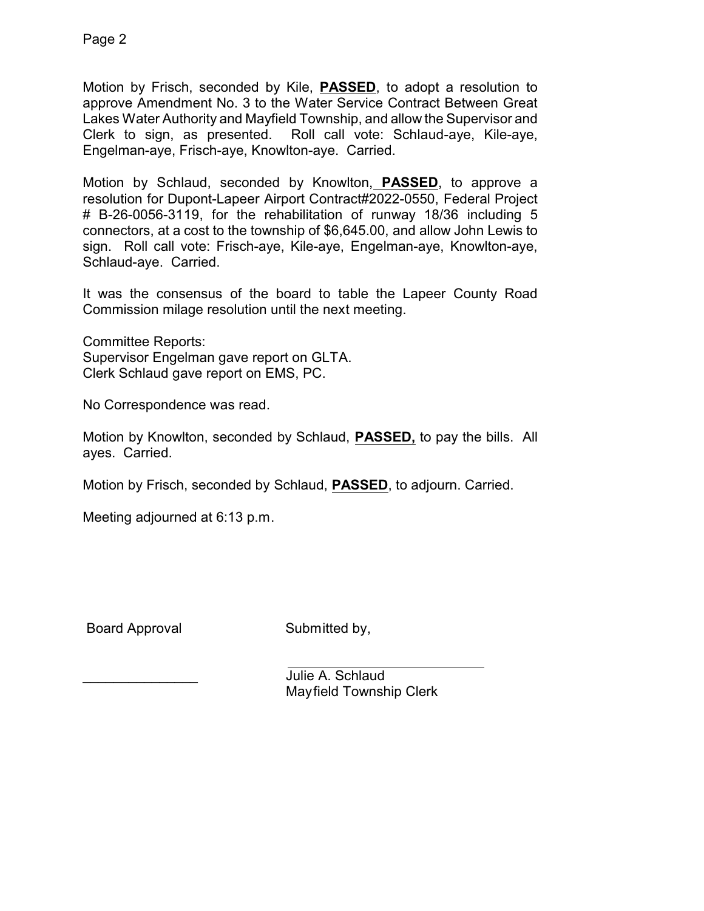Motion by Frisch, seconded by Kile, **PASSED**, to adopt a resolution to approve Amendment No. 3 to the Water Service Contract Between Great Lakes Water Authority and Mayfield Township, and allow the Supervisor and Clerk to sign, as presented. Roll call vote: Schlaud-aye, Kile-aye, Engelman-aye, Frisch-aye, Knowlton-aye. Carried.

Motion by Schlaud, seconded by Knowlton, **PASSED**, to approve a resolution for Dupont-Lapeer Airport Contract#2022-0550, Federal Project # B-26-0056-3119, for the rehabilitation of runway 18/36 including 5 connectors, at a cost to the township of $6,645.00, and allow John Lewis to sign. Roll call vote: Frisch-aye, Kile-aye, Engelman-aye, Knowlton-aye, Schlaud-aye. Carried.

It was the consensus of the board to table the Lapeer County Road Commission milage resolution until the next meeting.

Committee Reports:
Supervisor Engelman gave report on GLTA.
Clerk Schlaud gave report on EMS, PC.

No Correspondence was read.

Motion by Knowlton, seconded by Schlaud, **PASSED,** to pay the bills. All ayes. Carried.

Motion by Frisch, seconded by Schlaud, **PASSED**, to adjourn. Carried.

Meeting adjourned at 6:13 p.m.

Board Approval

_______________

Submitted by,

_______________
Julie A. Schlaud
Mayfield Township Clerk